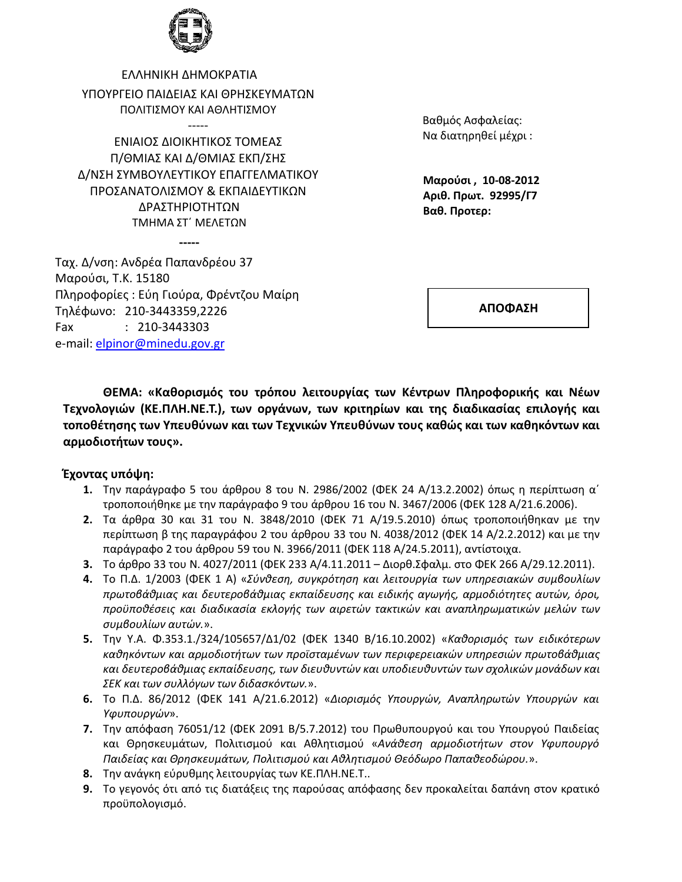ΕΛΛΗΝΙΚΗ ΔΗΜΟΚΡΑΤΙΑ
ΥΠΟΥΡΓΕΙΟ ΠΑΙΔΕΙΑΣ ΚΑΙ ΘΡΗΣΚΕΥΜΑΤΩΝ
ΠΟΛΙΤΙΣΜΟΥ ΚΑΙ ΑΘΛΗΤΙΣΜΟΥ
-----
ΕΝΙΑΙΟΣ ΔΙΟΙΚΗΤΙΚΟΣ ΤΟΜΕΑΣ
Π/ΘΜΙΑΣ ΚΑΙ Δ/ΘΜΙΑΣ ΕΚΠ/ΣΗΣ
Δ/ΝΣΗ ΣΥΜΒΟΥΛΕΥΤΙΚΟΥ ΕΠΑΓΓΕΛΜΑΤΙΚΟΥ
ΠΡΟΣΑΝΑΤΟΛΙΣΜΟΥ & ΕΚΠΑΙΔΕΥΤΙΚΩΝ
ΔΡΑΣΤΗΡΙΟΤΗΤΩΝ
ΤΜΗΜΑ ΣΤ΄ ΜΕΛΕΤΩΝ
-----

Ταχ. Δ/νση: Ανδρέα Παπανδρέου 37
Μαρούσι, Τ.Κ. 15180
Πληροφορίες : Εύη Γιούρα, Φρέντζου Μαίρη
Τηλέφωνο: 210-3443359,2226
Fax : 210-3443303
e-mail: elpinor@minedu.gov.gr

Βαθμός Ασφαλείας:
Να διατηρηθεί μέχρι :

**Μαρούσι , 10-08-2012**
**Αριθ. Πρωτ. 92995/Γ7**
**Βαθ. Προτερ:**

**ΑΠΟΦΑΣΗ**

**ΘΕΜΑ: «Καθορισμός του τρόπου λειτουργίας των Κέντρων Πληροφορικής και Νέων Τεχνολογιών (ΚΕ.ΠΛΗ.ΝΕ.Τ.), των οργάνων, των κριτηρίων και της διαδικασίας επιλογής και τοποθέτησης των Υπευθύνων και των Τεχνικών Υπευθύνων τους καθώς και των καθηκόντων και αρμοδιοτήτων τους».**

**Έχοντας υπόψη:**

1. Την παράγραφο 5 του άρθρου 8 του Ν. 2986/2002 (ΦΕΚ 24 Α/13.2.2002) όπως η περίπτωση α΄ τροποποιήθηκε με την παράγραφο 9 του άρθρου 16 του Ν. 3467/2006 (ΦΕΚ 128 Α/21.6.2006).
2. Τα άρθρα 30 και 31 του Ν. 3848/2010 (ΦΕΚ 71 Α/19.5.2010) όπως τροποποιήθηκαν με την περίπτωση β της παραγράφου 2 του άρθρου 33 του Ν. 4038/2012 (ΦΕΚ 14 Α/2.2.2012) και με την παράγραφο 2 του άρθρου 59 του Ν. 3966/2011 (ΦΕΚ 118 Α/24.5.2011), αντίστοιχα.
3. Το άρθρο 33 του Ν. 4027/2011 (ΦΕΚ 233 Α/4.11.2011 – Διορθ.Σφαλμ. στο ΦΕΚ 266 Α/29.12.2011).
4. Το Π.Δ. 1/2003 (ΦΕΚ 1 Α) «*Σύνθεση, συγκρότηση και λειτουργία των υπηρεσιακών συμβουλίων πρωτοβάθμιας και δευτεροβάθμιας εκπαίδευσης και ειδικής αγωγής, αρμοδιότητες αυτών, όροι, προϋποθέσεις και διαδικασία εκλογής των αιρετών τακτικών και αναπληρωματικών μελών των συμβουλίων αυτών.*».
5. Την Υ.Α. Φ.353.1./324/105657/Δ1/02 (ΦΕΚ 1340 Β/16.10.2002) «*Καθορισμός των ειδικότερων καθηκόντων και αρμοδιοτήτων των προϊσταμένων των περιφερειακών υπηρεσιών πρωτοβάθμιας και δευτεροβάθμιας εκπαίδευσης, των διευθυντών και υποδιευθυντών των σχολικών μονάδων και ΣΕΚ και των συλλόγων των διδασκόντων.*».
6. Το Π.Δ. 86/2012 (ΦΕΚ 141 Α/21.6.2012) «*Διορισμός Υπουργών, Αναπληρωτών Υπουργών και Υφυπουργών*».
7. Την απόφαση 76051/12 (ΦΕΚ 2091 Β/5.7.2012) του Πρωθυπουργού και του Υπουργού Παιδείας και Θρησκευμάτων, Πολιτισμού και Αθλητισμού «*Ανάθεση αρμοδιοτήτων στον Υφυπουργό Παιδείας και Θρησκευμάτων, Πολιτισμού και Αθλητισμού Θεόδωρο Παπαθεοδώρου.*».
8. Την ανάγκη εύρυθμης λειτουργίας των ΚΕ.ΠΛΗ.ΝΕ.Τ..
9. Το γεγονός ότι από τις διατάξεις της παρούσας απόφασης δεν προκαλείται δαπάνη στον κρατικό προϋπολογισμό.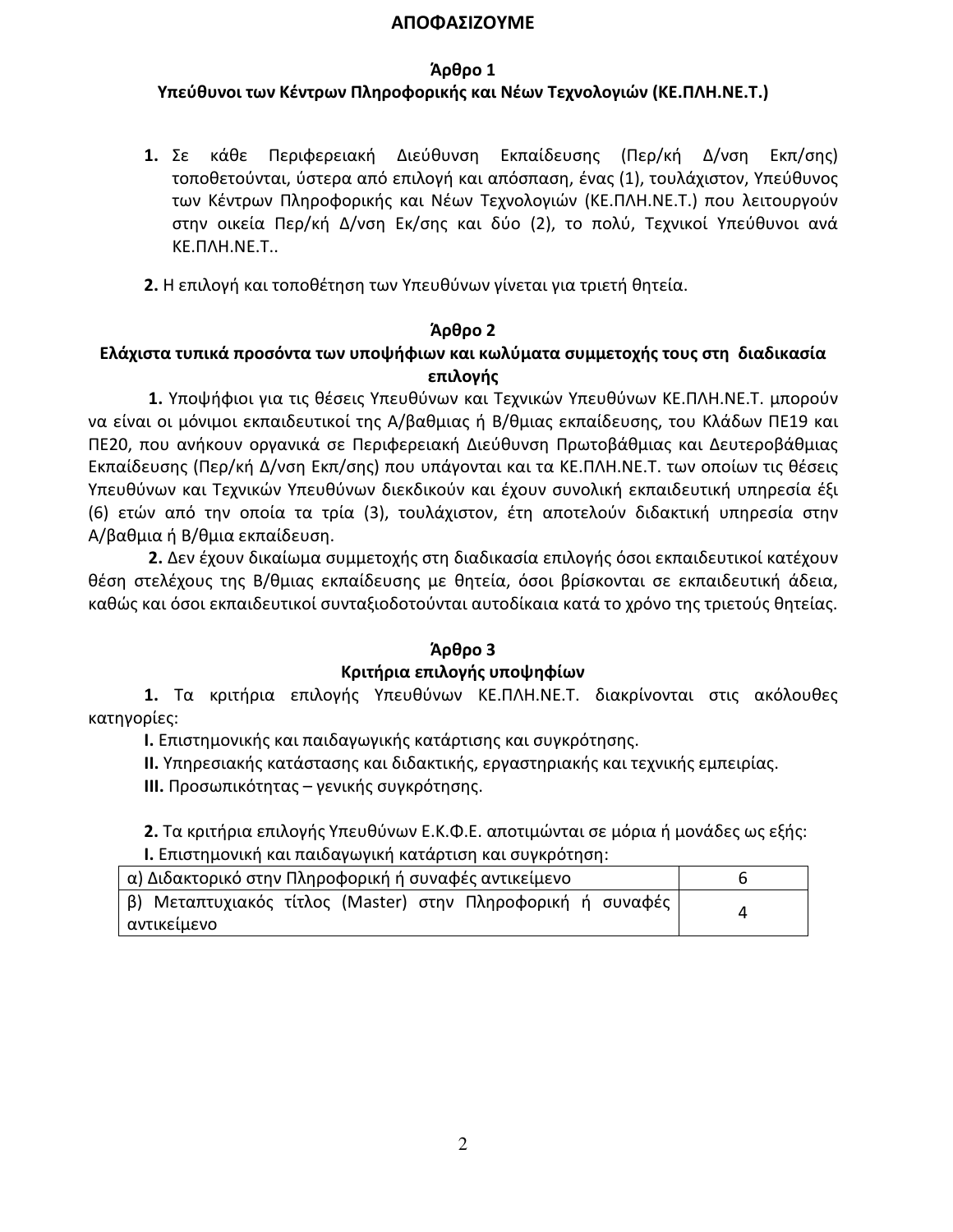**ΑΠΟΦΑΣΙΖΟΥΜΕ**

**Άρθρο 1**
**Υπεύθυνοι των Κέντρων Πληροφορικής και Νέων Τεχνολογιών (ΚΕ.ΠΛΗ.ΝΕ.Τ.)**

1. Σε κάθε Περιφερειακή Διεύθυνση Εκπαίδευσης (Περ/κή Δ/νση Εκπ/σης) τοποθετούνται, ύστερα από επιλογή και απόσπαση, ένας (1), τουλάχιστον, Υπεύθυνος των Κέντρων Πληροφορικής και Νέων Τεχνολογιών (ΚΕ.ΠΛΗ.ΝΕ.Τ.) που λειτουργούν στην οικεία Περ/κή Δ/νση Εκ/σης και δύο (2), το πολύ, Τεχνικοί Υπεύθυνοι ανά ΚΕ.ΠΛΗ.ΝΕ.Τ..

2. Η επιλογή και τοποθέτηση των Υπευθύνων γίνεται για τριετή θητεία.

**Άρθρο 2**
**Ελάχιστα τυπικά προσόντα των υποψήφιων και κωλύματα συμμετοχής τους στη διαδικασία επιλογής**

**1.** Υποψήφιοι για τις θέσεις Υπευθύνων και Τεχνικών Υπευθύνων ΚΕ.ΠΛΗ.ΝΕ.Τ. μπορούν να είναι οι μόνιμοι εκπαιδευτικοί της Α/βαθμιας ή Β/θμιας εκπαίδευσης, του Κλάδων ΠΕ19 και ΠΕ20, που ανήκουν οργανικά σε Περιφερειακή Διεύθυνση Πρωτοβάθμιας και Δευτεροβάθμιας Εκπαίδευσης (Περ/κή Δ/νση Εκπ/σης) που υπάγονται και τα ΚΕ.ΠΛΗ.ΝΕ.Τ. των οποίων τις θέσεις Υπευθύνων και Τεχνικών Υπευθύνων διεκδικούν και έχουν συνολική εκπαιδευτική υπηρεσία έξι (6) ετών από την οποία τα τρία (3), τουλάχιστον, έτη αποτελούν διδακτική υπηρεσία στην Α/βαθμια ή Β/θμια εκπαίδευση.

**2.** Δεν έχουν δικαίωμα συμμετοχής στη διαδικασία επιλογής όσοι εκπαιδευτικοί κατέχουν θέση στελέχους της Β/θμιας εκπαίδευσης με θητεία, όσοι βρίσκονται σε εκπαιδευτική άδεια, καθώς και όσοι εκπαιδευτικοί συνταξιοδοτούνται αυτοδίκαια κατά το χρόνο της τριετούς θητείας.

**Άρθρο 3**
**Κριτήρια επιλογής υποψηφίων**

**1.** Τα κριτήρια επιλογής Υπευθύνων ΚΕ.ΠΛΗ.ΝΕ.Τ. διακρίνονται στις ακόλουθες κατηγορίες:

**I.** Επιστημονικής και παιδαγωγικής κατάρτισης και συγκρότησης.

**II.** Υπηρεσιακής κατάστασης και διδακτικής, εργαστηριακής και τεχνικής εμπειρίας.

**III.** Προσωπικότητας – γενικής συγκρότησης.

**2.** Τα κριτήρια επιλογής Υπευθύνων Ε.Κ.Φ.Ε. αποτιμώνται σε μόρια ή μονάδες ως εξής:

**I.** Επιστημονική και παιδαγωγική κατάρτιση και συγκρότηση:

| | |
|---|---|
| α) Διδακτορικό στην Πληροφορική ή συναφές αντικείμενο | 6 |
| β) Μεταπτυχιακός τίτλος (Master) στην Πληροφορική ή συναφές αντικείμενο | 4 |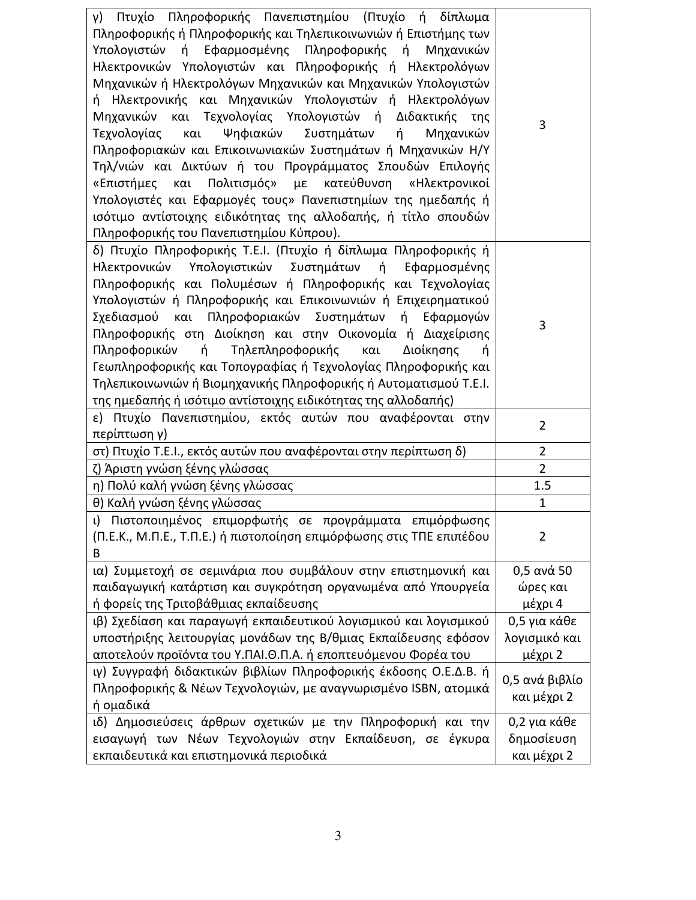| | |
|---|---|
| γ) Πτυχίο Πληροφορικής Πανεπιστημίου (Πτυχίο ή δίπλωμα Πληροφορικής ή Πληροφορικής και Τηλεπικοινωνιών ή Επιστήμης των Υπολογιστών ή Εφαρμοσμένης Πληροφορικής ή Μηχανικών Ηλεκτρονικών Υπολογιστών και Πληροφορικής ή Ηλεκτρολόγων Μηχανικών ή Ηλεκτρολόγων Μηχανικών και Μηχανικών Υπολογιστών ή Ηλεκτρονικής και Μηχανικών Υπολογιστών ή Ηλεκτρολόγων Μηχανικών και Τεχνολογίας Υπολογιστών ή Διδακτικής της Τεχνολογίας και Ψηφιακών Συστημάτων ή Μηχανικών Πληροφοριακών και Επικοινωνιακών Συστημάτων ή Μηχανικών Η/Υ Τηλ/νιών και Δικτύων ή του Προγράμματος Σπουδών Επιλογής «Επιστήμες και Πολιτισμός» με κατεύθυνση «Ηλεκτρονικοί Υπολογιστές και Εφαρμογές τους» Πανεπιστημίων της ημεδαπής ή ισότιμο αντίστοιχης ειδικότητας της αλλοδαπής, ή τίτλο σπουδών Πληροφορικής του Πανεπιστημίου Κύπρου). | 3 |
| δ) Πτυχίο Πληροφορικής Τ.Ε.Ι. (Πτυχίο ή δίπλωμα Πληροφορικής ή Ηλεκτρονικών Υπολογιστικών Συστημάτων ή Εφαρμοσμένης Πληροφορικής και Πολυμέσων ή Πληροφορικής και Τεχνολογίας Υπολογιστών ή Πληροφορικής και Επικοινωνιών ή Επιχειρηματικού Σχεδιασμού και Πληροφοριακών Συστημάτων ή Εφαρμογών Πληροφορικής στη Διοίκηση και στην Οικονομία ή Διαχείρισης Πληροφορικών ή Τηλεπληροφορικής και Διοίκησης ή Γεωπληροφορικής και Τοπογραφίας ή Τεχνολογίας Πληροφορικής και Τηλεπικοινωνιών ή Βιομηχανικής Πληροφορικής ή Αυτοματισμού Τ.Ε.Ι. της ημεδαπής ή ισότιμο αντίστοιχης ειδικότητας της αλλοδαπής) | 3 |
| ε) Πτυχίο Πανεπιστημίου, εκτός αυτών που αναφέρονται στην περίπτωση γ) | 2 |
| στ) Πτυχίο Τ.Ε.Ι., εκτός αυτών που αναφέρονται στην περίπτωση δ) | 2 |
| ζ) Άριστη γνώση ξένης γλώσσας | 2 |
| η) Πολύ καλή γνώση ξένης γλώσσας | 1.5 |
| θ) Καλή γνώση ξένης γλώσσας | 1 |
| ι) Πιστοποιημένος επιμορφωτής σε προγράμματα επιμόρφωσης (Π.Ε.Κ., Μ.Π.Ε., Τ.Π.Ε.) ή πιστοποίηση επιμόρφωσης στις ΤΠΕ επιπέδου Β | 2 |
| ια) Συμμετοχή σε σεμινάρια που συμβάλουν στην επιστημονική και παιδαγωγική κατάρτιση και συγκρότηση οργανωμένα από Υπουργεία ή φορείς της Τριτοβάθμιας εκπαίδευσης | 0,5 ανά 50 ώρες και μέχρι 4 |
| ιβ) Σχεδίαση και παραγωγή εκπαιδευτικού λογισμικού και λογισμικού υποστήριξης λειτουργίας μονάδων της Β/θμιας Εκπαίδευσης εφόσον αποτελούν προϊόντα του Υ.ΠΑΙ.Θ.Π.Α. ή εποπτευόμενου Φορέα του | 0,5 για κάθε λογισμικό και μέχρι 2 |
| ιγ) Συγγραφή διδακτικών βιβλίων Πληροφορικής έκδοσης Ο.Ε.Δ.Β. ή Πληροφορικής & Νέων Τεχνολογιών, με αναγνωρισμένο ISBN, ατομικά ή ομαδικά | 0,5 ανά βιβλίο και μέχρι 2 |
| ιδ) Δημοσιεύσεις άρθρων σχετικών με την Πληροφορική και την εισαγωγή των Νέων Τεχνολογιών στην Εκπαίδευση, σε έγκυρα εκπαιδευτικά και επιστημονικά περιοδικά | 0,2 για κάθε δημοσίευση και μέχρι 2 |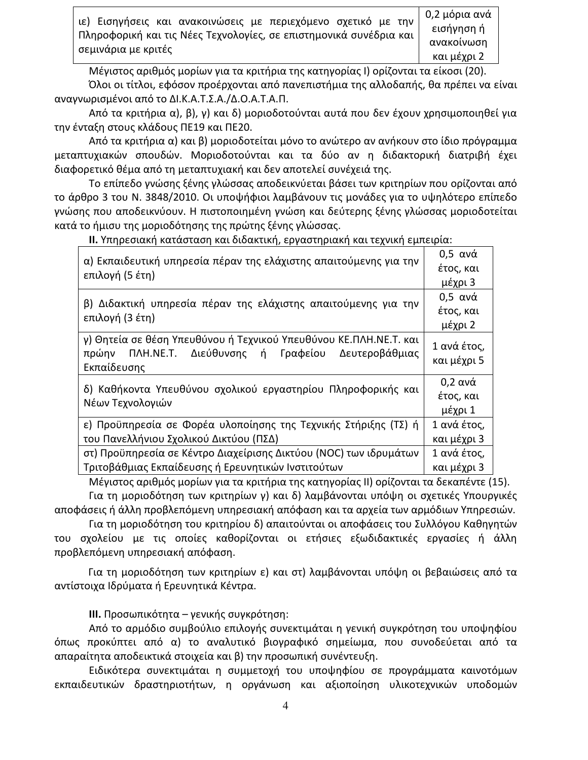| | |
|---|---|
| ιε) Εισηγήσεις και ανακοινώσεις με περιεχόμενο σχετικό με την Πληροφορική και τις Νέες Τεχνολογίες, σε επιστημονικά συνέδρια και σεμινάρια με κριτές | 0,2 μόρια ανά εισήγηση ή ανακοίνωση και μέχρι 2 |

Μέγιστος αριθμός μορίων για τα κριτήρια της κατηγορίας Ι) ορίζονται τα είκοσι (20).

Όλοι οι τίτλοι, εφόσον προέρχονται από πανεπιστήμια της αλλοδαπής, θα πρέπει να είναι αναγνωρισμένοι από το ΔΙ.Κ.Α.Τ.Σ.Α./Δ.Ο.Α.Τ.Α.Π.

Από τα κριτήρια α), β), γ) και δ) μοριοδοτούνται αυτά που δεν έχουν χρησιμοποιηθεί για την ένταξη στους κλάδους ΠΕ19 και ΠΕ20.

Από τα κριτήρια α) και β) μοριοδοτείται μόνο το ανώτερο αν ανήκουν στο ίδιο πρόγραμμα μεταπτυχιακών σπουδών. Μοριοδοτούνται και τα δύο αν η διδακτορική διατριβή έχει διαφορετικό θέμα από τη μεταπτυχιακή και δεν αποτελεί συνέχειά της.

Το επίπεδο γνώσης ξένης γλώσσας αποδεικνύεται βάσει των κριτηρίων που ορίζονται από το άρθρο 3 του Ν. 3848/2010. Οι υποψήφιοι λαμβάνουν τις μονάδες για το υψηλότερο επίπεδο γνώσης που αποδεικνύουν. Η πιστοποιημένη γνώση και δεύτερης ξένης γλώσσας μοριοδοτείται κατά το ήμισυ της μοριοδότησης της πρώτης ξένης γλώσσας.

**ΙΙ.** Υπηρεσιακή κατάσταση και διδακτική, εργαστηριακή και τεχνική εμπειρία:

| | |
|---|---|
| α) Εκπαιδευτική υπηρεσία πέραν της ελάχιστης απαιτούμενης για την επιλογή (5 έτη) | 0,5 ανά έτος, και μέχρι 3 |
| β) Διδακτική υπηρεσία πέραν της ελάχιστης απαιτούμενης για την επιλογή (3 έτη) | 0,5 ανά έτος, και μέχρι 2 |
| γ) Θητεία σε θέση Υπευθύνου ή Τεχνικού Υπευθύνου ΚΕ.ΠΛΗ.ΝΕ.Τ. και πρώην ΠΛΗ.ΝΕ.Τ. Διεύθυνσης ή Γραφείου Δευτεροβάθμιας Εκπαίδευσης | 1 ανά έτος, και μέχρι 5 |
| δ) Καθήκοντα Υπευθύνου σχολικού εργαστηρίου Πληροφορικής και Νέων Τεχνολογιών | 0,2 ανά έτος, και μέχρι 1 |
| ε) Προϋπηρεσία σε Φορέα υλοποίησης της Τεχνικής Στήριξης (ΤΣ) ή του Πανελλήνιου Σχολικού Δικτύου (ΠΣΔ) | 1 ανά έτος, και μέχρι 3 |
| στ) Προϋπηρεσία σε Κέντρο Διαχείρισης Δικτύου (NOC) των ιδρυμάτων Τριτοβάθμιας Εκπαίδευσης ή Ερευνητικών Ινστιτούτων | 1 ανά έτος, και μέχρι 3 |

Μέγιστος αριθμός μορίων για τα κριτήρια της κατηγορίας ΙΙ) ορίζονται τα δεκαπέντε (15).

Για τη μοριοδότηση των κριτηρίων γ) και δ) λαμβάνονται υπόψη οι σχετικές Υπουργικές αποφάσεις ή άλλη προβλεπόμενη υπηρεσιακή απόφαση και τα αρχεία των αρμόδιων Υπηρεσιών.

Για τη μοριοδότηση του κριτηρίου δ) απαιτούνται οι αποφάσεις του Συλλόγου Καθηγητών του σχολείου με τις οποίες καθορίζονται οι ετήσιες εξωδιδακτικές εργασίες ή άλλη προβλεπόμενη υπηρεσιακή απόφαση.

Για τη μοριοδότηση των κριτηρίων ε) και στ) λαμβάνονται υπόψη οι βεβαιώσεις από τα αντίστοιχα Ιδρύματα ή Ερευνητικά Κέντρα.

**ΙΙΙ.** Προσωπικότητα – γενικής συγκρότηση:

Από το αρμόδιο συμβούλιο επιλογής συνεκτιμάται η γενική συγκρότηση του υποψηφίου όπως προκύπτει από α) το αναλυτικό βιογραφικό σημείωμα, που συνοδεύεται από τα απαραίτητα αποδεικτικά στοιχεία και β) την προσωπική συνέντευξη.

Ειδικότερα συνεκτιμάται η συμμετοχή του υποψηφίου σε προγράμματα καινοτόμων εκπαιδευτικών δραστηριοτήτων, η οργάνωση και αξιοποίηση υλικοτεχνικών υποδομών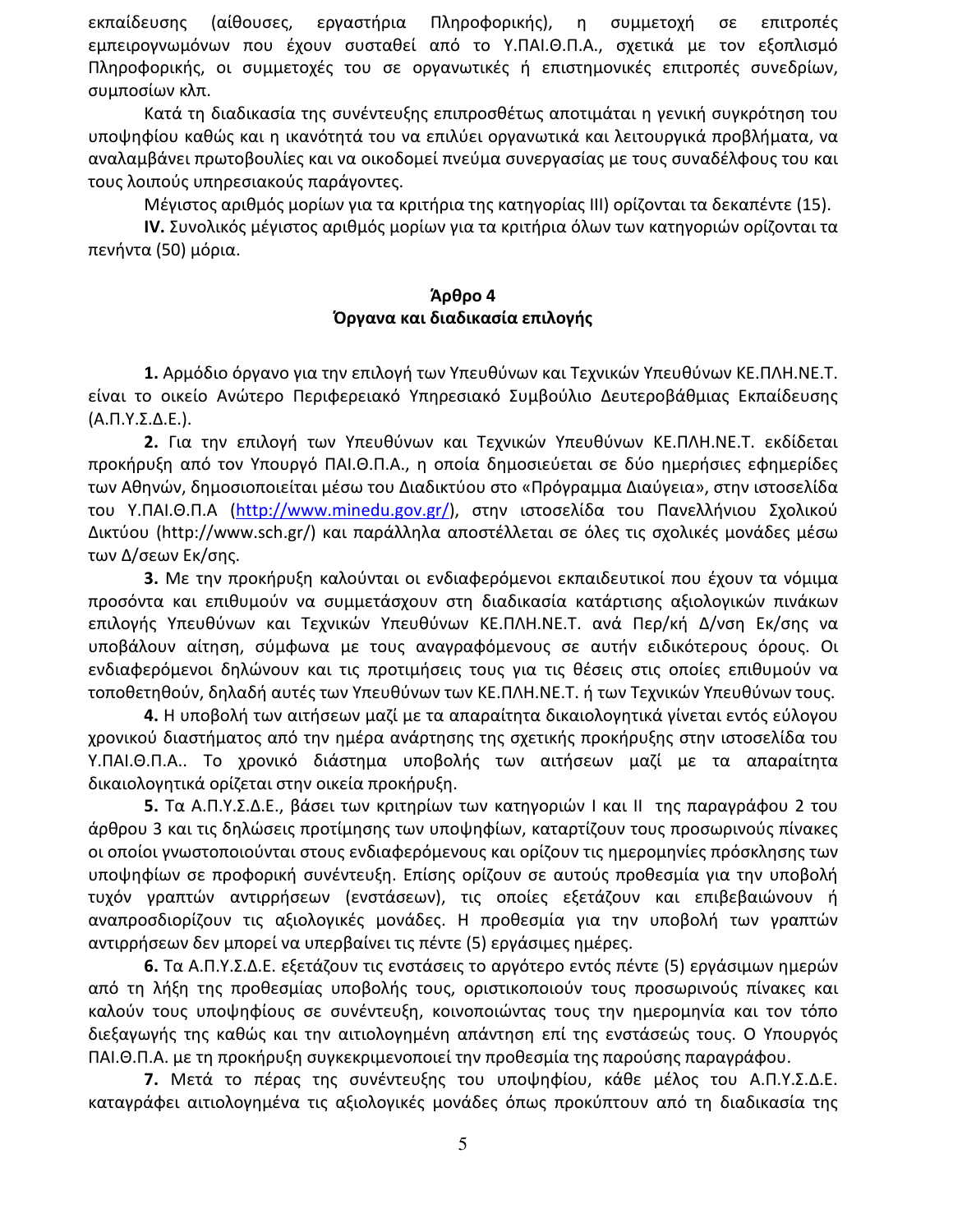εκπαίδευσης (αίθουσες, εργαστήρια Πληροφορικής), η συμμετοχή σε επιτροπές εμπειρογνωμόνων που έχουν συσταθεί από το Υ.ΠΑΙ.Θ.Π.Α., σχετικά με τον εξοπλισμό Πληροφορικής, οι συμμετοχές του σε οργανωτικές ή επιστημονικές επιτροπές συνεδρίων, συμποσίων κλπ.

Κατά τη διαδικασία της συνέντευξης επιπροσθέτως αποτιμάται η γενική συγκρότηση του υποψηφίου καθώς και η ικανότητά του να επιλύει οργανωτικά και λειτουργικά προβλήματα, να αναλαμβάνει πρωτοβουλίες και να οικοδομεί πνεύμα συνεργασίας με τους συναδέλφους του και τους λοιπούς υπηρεσιακούς παράγοντες.

Μέγιστος αριθμός μορίων για τα κριτήρια της κατηγορίας ΙΙΙ) ορίζονται τα δεκαπέντε (15).

**IV.** Συνολικός μέγιστος αριθμός μορίων για τα κριτήρια όλων των κατηγοριών ορίζονται τα πενήντα (50) μόρια.

## Άρθρο 4
## Όργανα και διαδικασία επιλογής

**1.** Αρμόδιο όργανο για την επιλογή των Υπευθύνων και Τεχνικών Υπευθύνων ΚΕ.ΠΛΗ.ΝΕ.Τ. είναι το οικείο Ανώτερο Περιφερειακό Υπηρεσιακό Συμβούλιο Δευτεροβάθμιας Εκπαίδευσης (Α.Π.Υ.Σ.Δ.Ε.).

**2.** Για την επιλογή των Υπευθύνων και Τεχνικών Υπευθύνων ΚΕ.ΠΛΗ.ΝΕ.Τ. εκδίδεται προκήρυξη από τον Υπουργό ΠΑΙ.Θ.Π.Α., η οποία δημοσιεύεται σε δύο ημερήσιες εφημερίδες των Αθηνών, δημοσιοποιείται μέσω του Διαδικτύου στο «Πρόγραμμα Διαύγεια», στην ιστοσελίδα του Υ.ΠΑΙ.Θ.Π.Α (http://www.minedu.gov.gr/), στην ιστοσελίδα του Πανελλήνιου Σχολικού Δικτύου (http://www.sch.gr/) και παράλληλα αποστέλλεται σε όλες τις σχολικές μονάδες μέσω των Δ/σεων Εκ/σης.

**3.** Με την προκήρυξη καλούνται οι ενδιαφερόμενοι εκπαιδευτικοί που έχουν τα νόμιμα προσόντα και επιθυμούν να συμμετάσχουν στη διαδικασία κατάρτισης αξιολογικών πινάκων επιλογής Υπευθύνων και Τεχνικών Υπευθύνων ΚΕ.ΠΛΗ.ΝΕ.Τ. ανά Περ/κή Δ/νση Εκ/σης να υποβάλουν αίτηση, σύμφωνα με τους αναγραφόμενους σε αυτήν ειδικότερους όρους. Οι ενδιαφερόμενοι δηλώνουν και τις προτιμήσεις τους για τις θέσεις στις οποίες επιθυμούν να τοποθετηθούν, δηλαδή αυτές των Υπευθύνων των ΚΕ.ΠΛΗ.ΝΕ.Τ. ή των Τεχνικών Υπευθύνων τους.

**4.** Η υποβολή των αιτήσεων μαζί με τα απαραίτητα δικαιολογητικά γίνεται εντός εύλογου χρονικού διαστήματος από την ημέρα ανάρτησης της σχετικής προκήρυξης στην ιστοσελίδα του Υ.ΠΑΙ.Θ.Π.Α.. Το χρονικό διάστημα υποβολής των αιτήσεων μαζί με τα απαραίτητα δικαιολογητικά ορίζεται στην οικεία προκήρυξη.

**5.** Τα Α.Π.Υ.Σ.Δ.Ε., βάσει των κριτηρίων των κατηγοριών Ι και ΙΙ της παραγράφου 2 του άρθρου 3 και τις δηλώσεις προτίμησης των υποψηφίων, καταρτίζουν τους προσωρινούς πίνακες οι οποίοι γνωστοποιούνται στους ενδιαφερόμενους και ορίζουν τις ημερομηνίες πρόσκλησης των υποψηφίων σε προφορική συνέντευξη. Επίσης ορίζουν σε αυτούς προθεσμία για την υποβολή τυχόν γραπτών αντιρρήσεων (ενστάσεων), τις οποίες εξετάζουν και επιβεβαιώνουν ή αναπροσδιορίζουν τις αξιολογικές μονάδες. Η προθεσμία για την υποβολή των γραπτών αντιρρήσεων δεν μπορεί να υπερβαίνει τις πέντε (5) εργάσιμες ημέρες.

**6.** Τα Α.Π.Υ.Σ.Δ.Ε. εξετάζουν τις ενστάσεις το αργότερο εντός πέντε (5) εργάσιμων ημερών από τη λήξη της προθεσμίας υποβολής τους, οριστικοποιούν τους προσωρινούς πίνακες και καλούν τους υποψηφίους σε συνέντευξη, κοινοποιώντας τους την ημερομηνία και τον τόπο διεξαγωγής της καθώς και την αιτιολογημένη απάντηση επί της ενστάσεώς τους. Ο Υπουργός ΠΑΙ.Θ.Π.Α. με τη προκήρυξη συγκεκριμενοποιεί την προθεσμία της παρούσης παραγράφου.

**7.** Μετά το πέρας της συνέντευξης του υποψηφίου, κάθε μέλος του Α.Π.Υ.Σ.Δ.Ε. καταγράφει αιτιολογημένα τις αξιολογικές μονάδες όπως προκύπτουν από τη διαδικασία της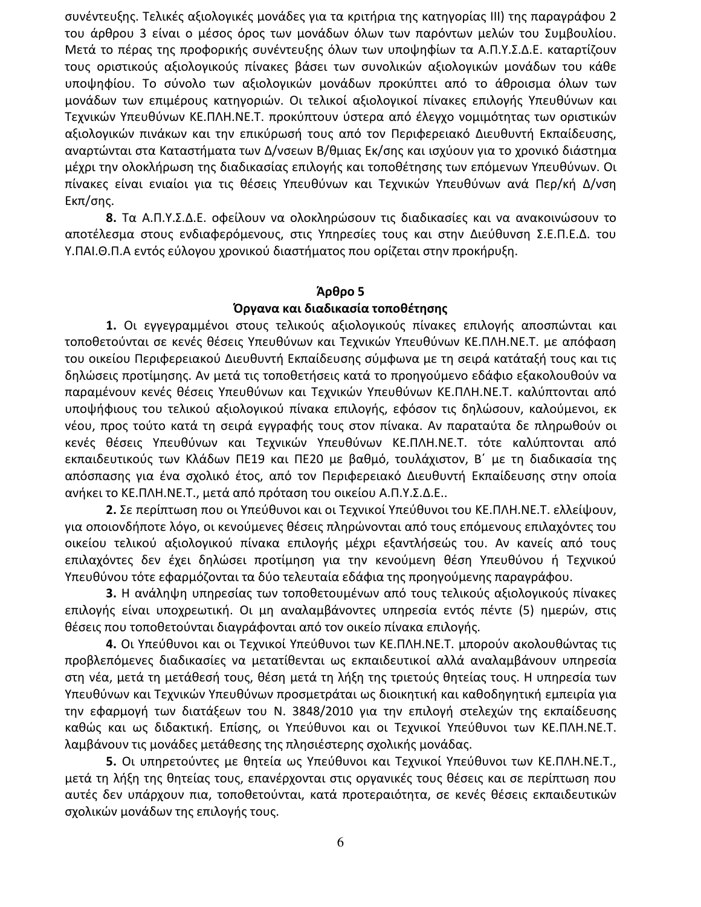συνέντευξης. Τελικές αξιολογικές μονάδες για τα κριτήρια της κατηγορίας ΙΙΙ) της παραγράφου 2 του άρθρου 3 είναι ο μέσος όρος των μονάδων όλων των παρόντων μελών του Συμβουλίου. Μετά το πέρας της προφορικής συνέντευξης όλων των υποψηφίων τα Α.Π.Υ.Σ.Δ.Ε. καταρτίζουν τους οριστικούς αξιολογικούς πίνακες βάσει των συνολικών αξιολογικών μονάδων του κάθε υποψηφίου. Το σύνολο των αξιολογικών μονάδων προκύπτει από το άθροισμα όλων των μονάδων των επιμέρους κατηγοριών. Οι τελικοί αξιολογικοί πίνακες επιλογής Υπευθύνων και Τεχνικών Υπευθύνων ΚΕ.ΠΛΗ.ΝΕ.Τ. προκύπτουν ύστερα από έλεγχο νομιμότητας των οριστικών αξιολογικών πινάκων και την επικύρωσή τους από τον Περιφερειακό Διευθυντή Εκπαίδευσης, αναρτώνται στα Καταστήματα των Δ/νσεων Β/θμιας Εκ/σης και ισχύουν για το χρονικό διάστημα μέχρι την ολοκλήρωση της διαδικασίας επιλογής και τοποθέτησης των επόμενων Υπευθύνων. Οι πίνακες είναι ενιαίοι για τις θέσεις Υπευθύνων και Τεχνικών Υπευθύνων ανά Περ/κή Δ/νση Εκπ/σης.

**8.** Τα Α.Π.Υ.Σ.Δ.Ε. οφείλουν να ολοκληρώσουν τις διαδικασίες και να ανακοινώσουν το αποτέλεσμα στους ενδιαφερόμενους, στις Υπηρεσίες τους και στην Διεύθυνση Σ.Ε.Π.Ε.Δ. του Υ.ΠΑΙ.Θ.Π.Α εντός εύλογου χρονικού διαστήματος που ορίζεται στην προκήρυξη.

## Άρθρο 5
## Όργανα και διαδικασία τοποθέτησης

**1.** Οι εγγεγραμμένοι στους τελικούς αξιολογικούς πίνακες επιλογής αποσπώνται και τοποθετούνται σε κενές θέσεις Υπευθύνων και Τεχνικών Υπευθύνων ΚΕ.ΠΛΗ.ΝΕ.Τ. με απόφαση του οικείου Περιφερειακού Διευθυντή Εκπαίδευσης σύμφωνα με τη σειρά κατάταξή τους και τις δηλώσεις προτίμησης. Αν μετά τις τοποθετήσεις κατά το προηγούμενο εδάφιο εξακολουθούν να παραμένουν κενές θέσεις Υπευθύνων και Τεχνικών Υπευθύνων ΚΕ.ΠΛΗ.ΝΕ.Τ. καλύπτονται από υποψήφιους του τελικού αξιολογικού πίνακα επιλογής, εφόσον τις δηλώσουν, καλούμενοι, εκ νέου, προς τούτο κατά τη σειρά εγγραφής τους στον πίνακα. Αν παραταύτα δε πληρωθούν οι κενές θέσεις Υπευθύνων και Τεχνικών Υπευθύνων ΚΕ.ΠΛΗ.ΝΕ.Τ. τότε καλύπτονται από εκπαιδευτικούς των Κλάδων ΠΕ19 και ΠΕ20 με βαθμό, τουλάχιστον, Β΄ με τη διαδικασία της απόσπασης για ένα σχολικό έτος, από τον Περιφερειακό Διευθυντή Εκπαίδευσης στην οποία ανήκει το ΚΕ.ΠΛΗ.ΝΕ.Τ., μετά από πρόταση του οικείου Α.Π.Υ.Σ.Δ.Ε..

**2.** Σε περίπτωση που οι Υπεύθυνοι και οι Τεχνικοί Υπεύθυνοι του ΚΕ.ΠΛΗ.ΝΕ.Τ. ελλείψουν, για οποιονδήποτε λόγο, οι κενούμενες θέσεις πληρώνονται από τους επόμενους επιλαχόντες του οικείου τελικού αξιολογικού πίνακα επιλογής μέχρι εξαντλήσεώς του. Αν κανείς από τους επιλαχόντες δεν έχει δηλώσει προτίμηση για την κενούμενη θέση Υπευθύνου ή Τεχνικού Υπευθύνου τότε εφαρμόζονται τα δύο τελευταία εδάφια της προηγούμενης παραγράφου.

**3.** Η ανάληψη υπηρεσίας των τοποθετουμένων από τους τελικούς αξιολογικούς πίνακες επιλογής είναι υποχρεωτική. Οι μη αναλαμβάνοντες υπηρεσία εντός πέντε (5) ημερών, στις θέσεις που τοποθετούνται διαγράφονται από τον οικείο πίνακα επιλογής.

**4.** Οι Υπεύθυνοι και οι Τεχνικοί Υπεύθυνοι των ΚΕ.ΠΛΗ.ΝΕ.Τ. μπορούν ακολουθώντας τις προβλεπόμενες διαδικασίες να μετατίθενται ως εκπαιδευτικοί αλλά αναλαμβάνουν υπηρεσία στη νέα, μετά τη μετάθεσή τους, θέση μετά τη λήξη της τριετούς θητείας τους. Η υπηρεσία των Υπευθύνων και Τεχνικών Υπευθύνων προσμετράται ως διοικητική και καθοδηγητική εμπειρία για την εφαρμογή των διατάξεων του Ν. 3848/2010 για την επιλογή στελεχών της εκπαίδευσης καθώς και ως διδακτική. Επίσης, οι Υπεύθυνοι και οι Τεχνικοί Υπεύθυνοι των ΚΕ.ΠΛΗ.ΝΕ.Τ. λαμβάνουν τις μονάδες μετάθεσης της πλησιέστερης σχολικής μονάδας.

**5.** Οι υπηρετούντες με θητεία ως Υπεύθυνοι και Τεχνικοί Υπεύθυνοι των ΚΕ.ΠΛΗ.ΝΕ.Τ., μετά τη λήξη της θητείας τους, επανέρχονται στις οργανικές τους θέσεις και σε περίπτωση που αυτές δεν υπάρχουν πια, τοποθετούνται, κατά προτεραιότητα, σε κενές θέσεις εκπαιδευτικών σχολικών μονάδων της επιλογής τους.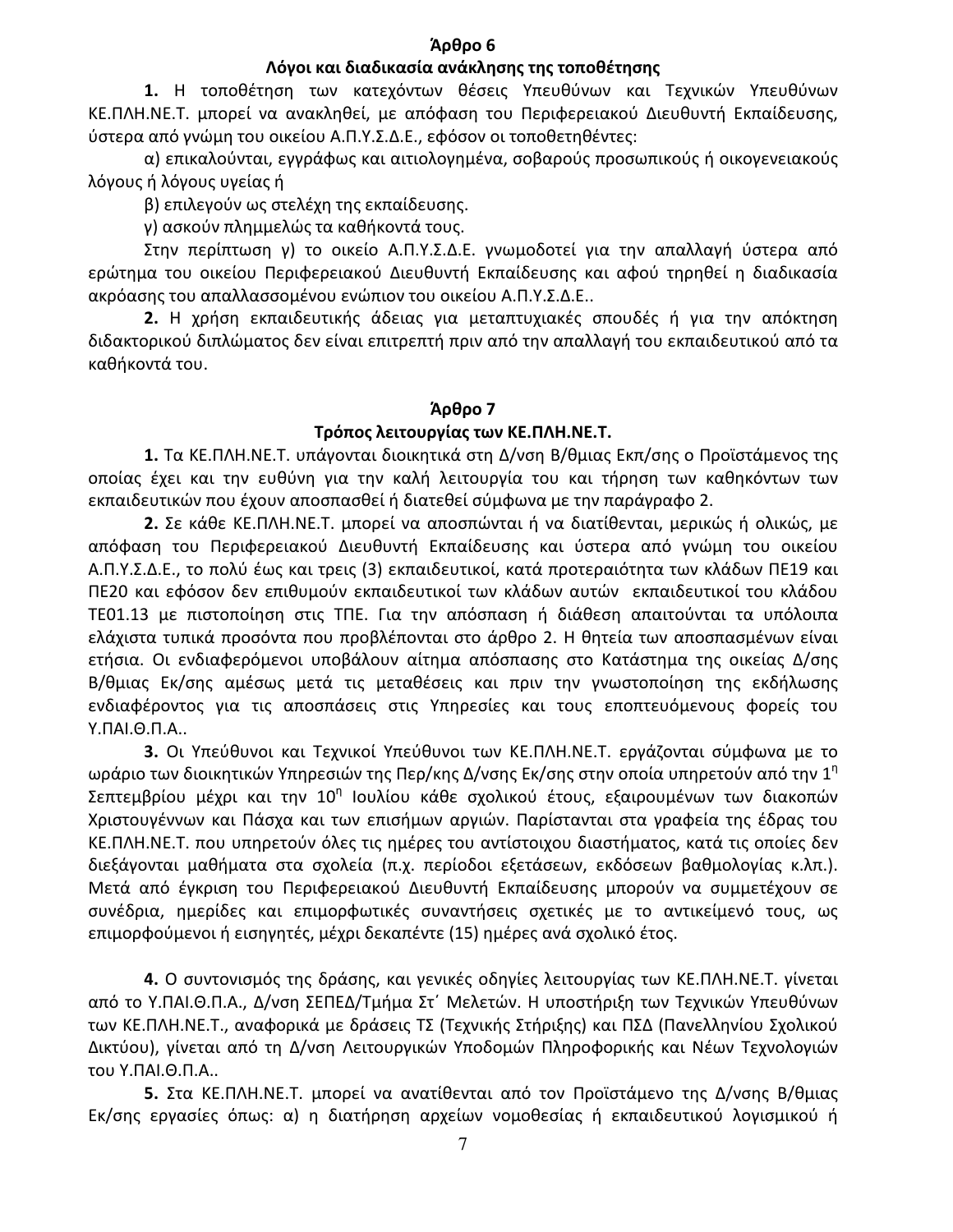### Άρθρο 6
### Λόγοι και διαδικασία ανάκλησης της τοποθέτησης

**1.** Η τοποθέτηση των κατεχόντων θέσεις Υπευθύνων και Τεχνικών Υπευθύνων ΚΕ.ΠΛΗ.ΝΕ.Τ. μπορεί να ανακληθεί, με απόφαση του Περιφερειακού Διευθυντή Εκπαίδευσης, ύστερα από γνώμη του οικείου Α.Π.Υ.Σ.Δ.Ε., εφόσον οι τοποθετηθέντες:

α) επικαλούνται, εγγράφως και αιτιολογημένα, σοβαρούς προσωπικούς ή οικογενειακούς λόγους ή λόγους υγείας ή

β) επιλεγούν ως στελέχη της εκπαίδευσης.

γ) ασκούν πλημμελώς τα καθήκοντά τους.

Στην περίπτωση γ) το οικείο Α.Π.Υ.Σ.Δ.Ε. γνωμοδοτεί για την απαλλαγή ύστερα από ερώτημα του οικείου Περιφερειακού Διευθυντή Εκπαίδευσης και αφού τηρηθεί η διαδικασία ακρόασης του απαλλασσομένου ενώπιον του οικείου Α.Π.Υ.Σ.Δ.Ε..

**2.** Η χρήση εκπαιδευτικής άδειας για μεταπτυχιακές σπουδές ή για την απόκτηση διδακτορικού διπλώματος δεν είναι επιτρεπτή πριν από την απαλλαγή του εκπαιδευτικού από τα καθήκοντά του.

### Άρθρο 7
### Τρόπος λειτουργίας των ΚΕ.ΠΛΗ.ΝΕ.Τ.

**1.** Τα ΚΕ.ΠΛΗ.ΝΕ.Τ. υπάγονται διοικητικά στη Δ/νση Β/θμιας Εκπ/σης ο Προϊστάμενος της οποίας έχει και την ευθύνη για την καλή λειτουργία του και τήρηση των καθηκόντων των εκπαιδευτικών που έχουν αποσπασθεί ή διατεθεί σύμφωνα με την παράγραφο 2.

**2.** Σε κάθε ΚΕ.ΠΛΗ.ΝΕ.Τ. μπορεί να αποσπώνται ή να διατίθενται, μερικώς ή ολικώς, με απόφαση του Περιφερειακού Διευθυντή Εκπαίδευσης και ύστερα από γνώμη του οικείου Α.Π.Υ.Σ.Δ.Ε., το πολύ έως και τρεις (3) εκπαιδευτικοί, κατά προτεραιότητα των κλάδων ΠΕ19 και ΠΕ20 και εφόσον δεν επιθυμούν εκπαιδευτικοί των κλάδων αυτών εκπαιδευτικοί του κλάδου ΤΕ01.13 με πιστοποίηση στις ΤΠΕ. Για την απόσπαση ή διάθεση απαιτούνται τα υπόλοιπα ελάχιστα τυπικά προσόντα που προβλέπονται στο άρθρο 2. Η θητεία των αποσπασμένων είναι ετήσια. Οι ενδιαφερόμενοι υποβάλουν αίτημα απόσπασης στο Κατάστημα της οικείας Δ/σης Β/θμιας Εκ/σης αμέσως μετά τις μεταθέσεις και πριν την γνωστοποίηση της εκδήλωσης ενδιαφέροντος για τις αποσπάσεις στις Υπηρεσίες και τους εποπτευόμενους φορείς του Υ.ΠΑΙ.Θ.Π.Α..

**3.** Οι Υπεύθυνοι και Τεχνικοί Υπεύθυνοι των ΚΕ.ΠΛΗ.ΝΕ.Τ. εργάζονται σύμφωνα με το ωράριο των διοικητικών Υπηρεσιών της Περ/κης Δ/νσης Εκ/σης στην οποία υπηρετούν από την 1η Σεπτεμβρίου μέχρι και την 10η Ιουλίου κάθε σχολικού έτους, εξαιρουμένων των διακοπών Χριστουγέννων και Πάσχα και των επισήμων αργιών. Παρίστανται στα γραφεία της έδρας του ΚΕ.ΠΛΗ.ΝΕ.Τ. που υπηρετούν όλες τις ημέρες του αντίστοιχου διαστήματος, κατά τις οποίες δεν διεξάγονται μαθήματα στα σχολεία (π.χ. περίοδοι εξετάσεων, εκδόσεων βαθμολογίας κ.λπ.). Μετά από έγκριση του Περιφερειακού Διευθυντή Εκπαίδευσης μπορούν να συμμετέχουν σε συνέδρια, ημερίδες και επιμορφωτικές συναντήσεις σχετικές με το αντικείμενό τους, ως επιμορφούμενοι ή εισηγητές, μέχρι δεκαπέντε (15) ημέρες ανά σχολικό έτος.

**4.** Ο συντονισμός της δράσης, και γενικές οδηγίες λειτουργίας των ΚΕ.ΠΛΗ.ΝΕ.Τ. γίνεται από το Υ.ΠΑΙ.Θ.Π.Α., Δ/νση ΣΕΠΕΔ/Τμήμα Στ΄ Μελετών. Η υποστήριξη των Τεχνικών Υπευθύνων των ΚΕ.ΠΛΗ.ΝΕ.Τ., αναφορικά με δράσεις ΤΣ (Τεχνικής Στήριξης) και ΠΣΔ (Πανελληνίου Σχολικού Δικτύου), γίνεται από τη Δ/νση Λειτουργικών Υποδομών Πληροφορικής και Νέων Τεχνολογιών του Υ.ΠΑΙ.Θ.Π.Α..

**5.** Στα ΚΕ.ΠΛΗ.ΝΕ.Τ. μπορεί να ανατίθενται από τον Προϊστάμενο της Δ/νσης Β/θμιας Εκ/σης εργασίες όπως: α) η διατήρηση αρχείων νομοθεσίας ή εκπαιδευτικού λογισμικού ή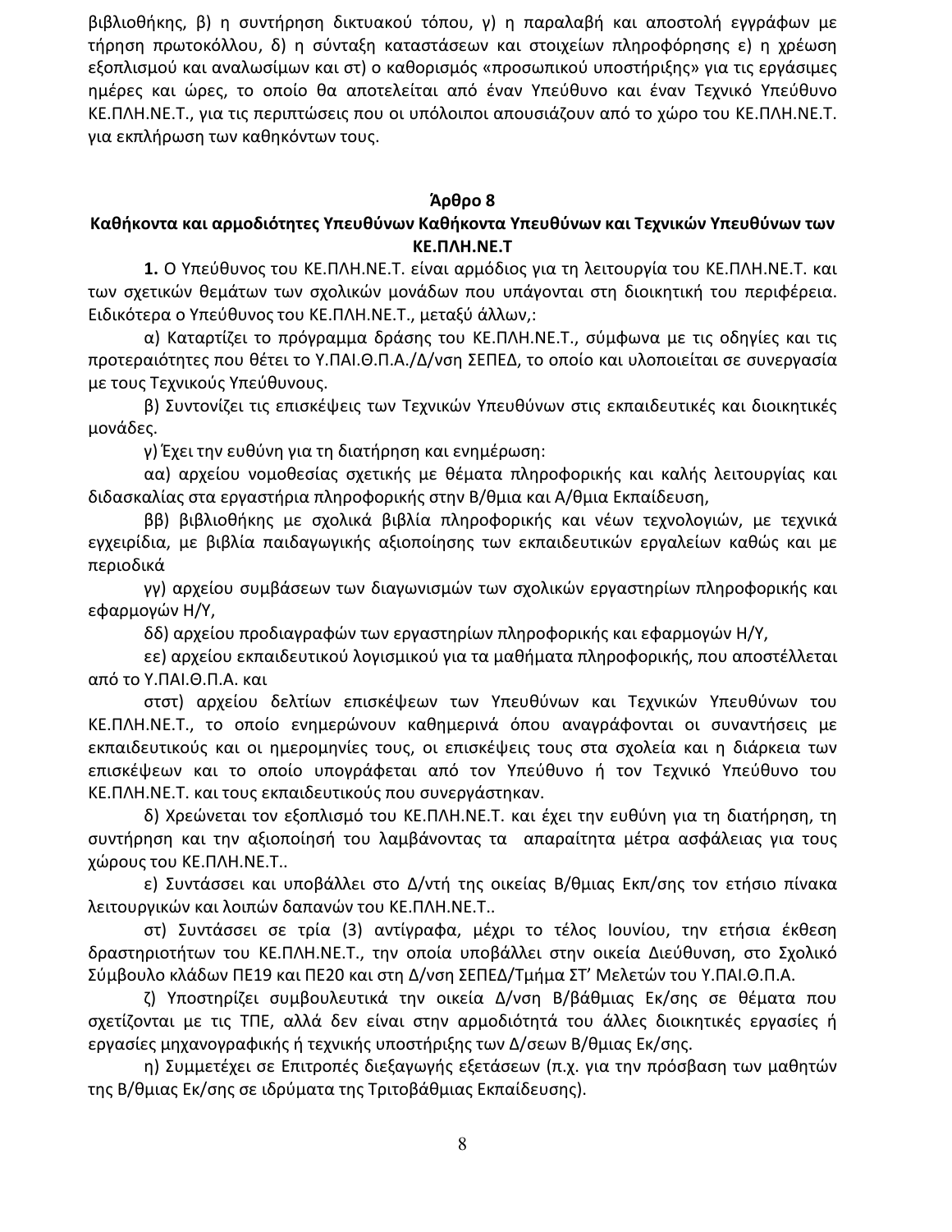βιβλιοθήκης, β) η συντήρηση δικτυακού τόπου, γ) η παραλαβή και αποστολή εγγράφων με τήρηση πρωτοκόλλου, δ) η σύνταξη καταστάσεων και στοιχείων πληροφόρησης ε) η χρέωση εξοπλισμού και αναλωσίμων και στ) ο καθορισμός «προσωπικού υποστήριξης» για τις εργάσιμες ημέρες και ώρες, το οποίο θα αποτελείται από έναν Υπεύθυνο και έναν Τεχνικό Υπεύθυνο ΚΕ.ΠΛΗ.ΝΕ.Τ., για τις περιπτώσεις που οι υπόλοιποι απουσιάζουν από το χώρο του ΚΕ.ΠΛΗ.ΝΕ.Τ. για εκπλήρωση των καθηκόντων τους.

## Άρθρο 8
## Καθήκοντα και αρμοδιότητες Υπευθύνων Καθήκοντα Υπευθύνων και Τεχνικών Υπευθύνων των ΚΕ.ΠΛΗ.ΝΕ.Τ

**1.** Ο Υπεύθυνος του ΚΕ.ΠΛΗ.ΝΕ.Τ. είναι αρμόδιος για τη λειτουργία του ΚΕ.ΠΛΗ.ΝΕ.Τ. και των σχετικών θεμάτων των σχολικών μονάδων που υπάγονται στη διοικητική του περιφέρεια. Ειδικότερα ο Υπεύθυνος του ΚΕ.ΠΛΗ.ΝΕ.Τ., μεταξύ άλλων,:

α) Καταρτίζει το πρόγραμμα δράσης του ΚΕ.ΠΛΗ.ΝΕ.Τ., σύμφωνα με τις οδηγίες και τις προτεραιότητες που θέτει το Υ.ΠΑΙ.Θ.Π.Α./Δ/νση ΣΕΠΕΔ, το οποίο και υλοποιείται σε συνεργασία με τους Τεχνικούς Υπεύθυνους.

β) Συντονίζει τις επισκέψεις των Τεχνικών Υπευθύνων στις εκπαιδευτικές και διοικητικές μονάδες.

γ) Έχει την ευθύνη για τη διατήρηση και ενημέρωση:

αα) αρχείου νομοθεσίας σχετικής με θέματα πληροφορικής και καλής λειτουργίας και διδασκαλίας στα εργαστήρια πληροφορικής στην Β/θμια και Α/θμια Εκπαίδευση,

ββ) βιβλιοθήκης με σχολικά βιβλία πληροφορικής και νέων τεχνολογιών, με τεχνικά εγχειρίδια, με βιβλία παιδαγωγικής αξιοποίησης των εκπαιδευτικών εργαλείων καθώς και με περιοδικά

γγ) αρχείου συμβάσεων των διαγωνισμών των σχολικών εργαστηρίων πληροφορικής και εφαρμογών Η/Υ,

δδ) αρχείου προδιαγραφών των εργαστηρίων πληροφορικής και εφαρμογών Η/Υ,

εε) αρχείου εκπαιδευτικού λογισμικού για τα μαθήματα πληροφορικής, που αποστέλλεται από το Υ.ΠΑΙ.Θ.Π.Α. και

στστ) αρχείου δελτίων επισκέψεων των Υπευθύνων και Τεχνικών Υπευθύνων του ΚΕ.ΠΛΗ.ΝΕ.Τ., το οποίο ενημερώνουν καθημερινά όπου αναγράφονται οι συναντήσεις με εκπαιδευτικούς και οι ημερομηνίες τους, οι επισκέψεις τους στα σχολεία και η διάρκεια των επισκέψεων και το οποίο υπογράφεται από τον Υπεύθυνο ή τον Τεχνικό Υπεύθυνο του ΚΕ.ΠΛΗ.ΝΕ.Τ. και τους εκπαιδευτικούς που συνεργάστηκαν.

δ) Χρεώνεται τον εξοπλισμό του ΚΕ.ΠΛΗ.ΝΕ.Τ. και έχει την ευθύνη για τη διατήρηση, τη συντήρηση και την αξιοποίησή του λαμβάνοντας τα απαραίτητα μέτρα ασφάλειας για τους χώρους του ΚΕ.ΠΛΗ.ΝΕ.Τ..

ε) Συντάσσει και υποβάλλει στο Δ/ντή της οικείας Β/θμιας Εκπ/σης τον ετήσιο πίνακα λειτουργικών και λοιπών δαπανών του ΚΕ.ΠΛΗ.ΝΕ.Τ..

στ) Συντάσσει σε τρία (3) αντίγραφα, μέχρι το τέλος Ιουνίου, την ετήσια έκθεση δραστηριοτήτων του ΚΕ.ΠΛΗ.ΝΕ.Τ., την οποία υποβάλλει στην οικεία Διεύθυνση, στο Σχολικό Σύμβουλο κλάδων ΠΕ19 και ΠΕ20 και στη Δ/νση ΣΕΠΕΔ/Τμήμα ΣΤ' Μελετών του Υ.ΠΑΙ.Θ.Π.Α.

ζ) Υποστηρίζει συμβουλευτικά την οικεία Δ/νση Β/βάθμιας Εκ/σης σε θέματα που σχετίζονται με τις ΤΠΕ, αλλά δεν είναι στην αρμοδιότητά του άλλες διοικητικές εργασίες ή εργασίες μηχανογραφικής ή τεχνικής υποστήριξης των Δ/σεων Β/θμιας Εκ/σης.

η) Συμμετέχει σε Επιτροπές διεξαγωγής εξετάσεων (π.χ. για την πρόσβαση των μαθητών της Β/θμιας Εκ/σης σε ιδρύματα της Τριτοβάθμιας Εκπαίδευσης).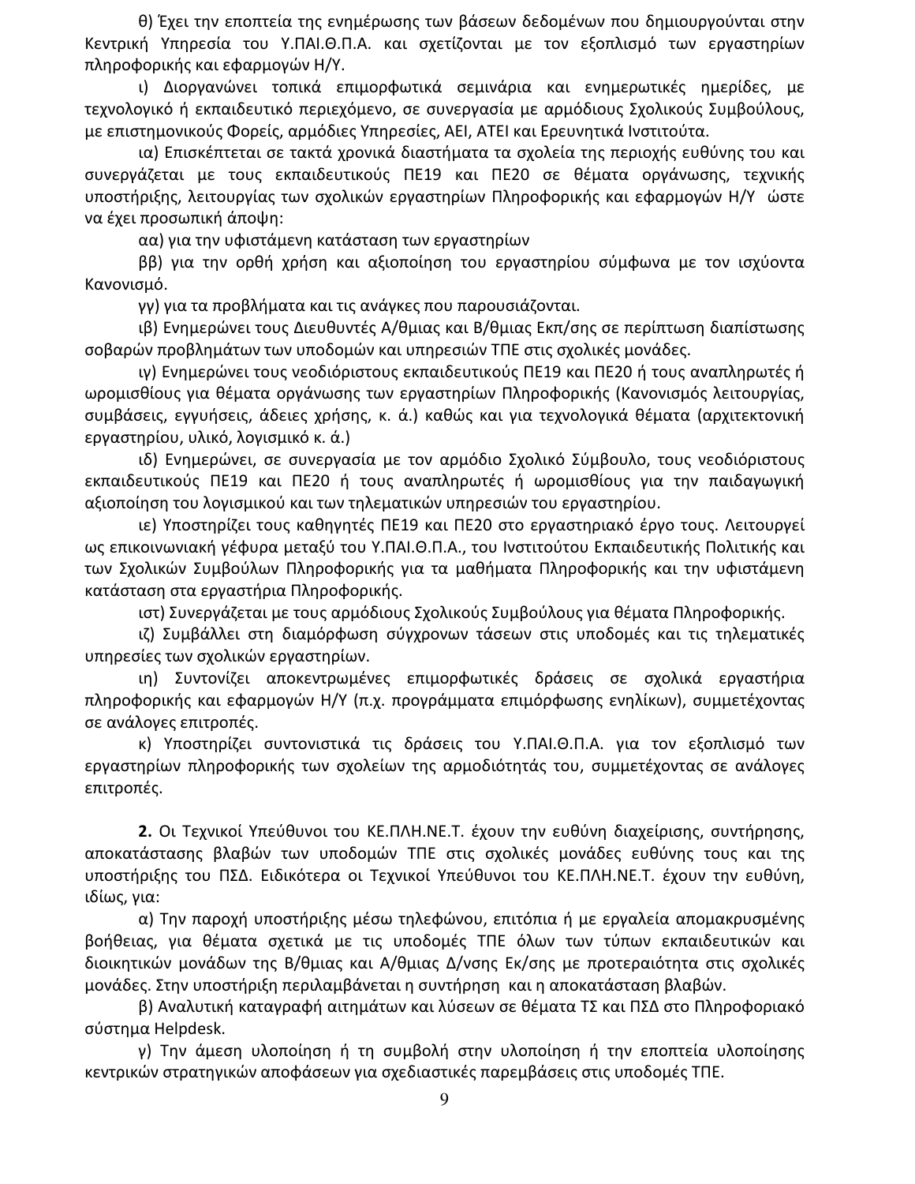θ) Έχει την εποπτεία της ενημέρωσης των βάσεων δεδομένων που δημιουργούνται στην Κεντρική Υπηρεσία του Υ.ΠΑΙ.Θ.Π.Α. και σχετίζονται με τον εξοπλισμό των εργαστηρίων πληροφορικής και εφαρμογών Η/Υ.

ι) Διοργανώνει τοπικά επιμορφωτικά σεμινάρια και ενημερωτικές ημερίδες, με τεχνολογικό ή εκπαιδευτικό περιεχόμενο, σε συνεργασία με αρμόδιους Σχολικούς Συμβούλους, με επιστημονικούς Φορείς, αρμόδιες Υπηρεσίες, ΑΕΙ, ΑΤΕΙ και Ερευνητικά Ινστιτούτα.

ια) Επισκέπτεται σε τακτά χρονικά διαστήματα τα σχολεία της περιοχής ευθύνης του και συνεργάζεται με τους εκπαιδευτικούς ΠΕ19 και ΠΕ20 σε θέματα οργάνωσης, τεχνικής υποστήριξης, λειτουργίας των σχολικών εργαστηρίων Πληροφορικής και εφαρμογών Η/Υ ώστε να έχει προσωπική άποψη:

αα) για την υφιστάμενη κατάσταση των εργαστηρίων

ββ) για την ορθή χρήση και αξιοποίηση του εργαστηρίου σύμφωνα με τον ισχύοντα Κανονισμό.

γγ) για τα προβλήματα και τις ανάγκες που παρουσιάζονται.

ιβ) Ενημερώνει τους Διευθυντές Α/θμιας και Β/θμιας Εκπ/σης σε περίπτωση διαπίστωσης σοβαρών προβλημάτων των υποδομών και υπηρεσιών ΤΠΕ στις σχολικές μονάδες.

ιγ) Ενημερώνει τους νεοδιόριστους εκπαιδευτικούς ΠΕ19 και ΠΕ20 ή τους αναπληρωτές ή ωρομισθίους για θέματα οργάνωσης των εργαστηρίων Πληροφορικής (Κανονισμός λειτουργίας, συμβάσεις, εγγυήσεις, άδειες χρήσης, κ. ά.) καθώς και για τεχνολογικά θέματα (αρχιτεκτονική εργαστηρίου, υλικό, λογισμικό κ. ά.)

ιδ) Ενημερώνει, σε συνεργασία με τον αρμόδιο Σχολικό Σύμβουλο, τους νεοδιόριστους εκπαιδευτικούς ΠΕ19 και ΠΕ20 ή τους αναπληρωτές ή ωρομισθίους για την παιδαγωγική αξιοποίηση του λογισμικού και των τηλεματικών υπηρεσιών του εργαστηρίου.

ιε) Υποστηρίζει τους καθηγητές ΠΕ19 και ΠΕ20 στο εργαστηριακό έργο τους. Λειτουργεί ως επικοινωνιακή γέφυρα μεταξύ του Υ.ΠΑΙ.Θ.Π.Α., του Ινστιτούτου Εκπαιδευτικής Πολιτικής και των Σχολικών Συμβούλων Πληροφορικής για τα μαθήματα Πληροφορικής και την υφιστάμενη κατάσταση στα εργαστήρια Πληροφορικής.

ιστ) Συνεργάζεται με τους αρμόδιους Σχολικούς Συμβούλους για θέματα Πληροφορικής.

ιζ) Συμβάλλει στη διαμόρφωση σύγχρονων τάσεων στις υποδομές και τις τηλεματικές υπηρεσίες των σχολικών εργαστηρίων.

ιη) Συντονίζει αποκεντρωμένες επιμορφωτικές δράσεις σε σχολικά εργαστήρια πληροφορικής και εφαρμογών Η/Υ (π.χ. προγράμματα επιμόρφωσης ενηλίκων), συμμετέχοντας σε ανάλογες επιτροπές.

κ) Υποστηρίζει συντονιστικά τις δράσεις του Υ.ΠΑΙ.Θ.Π.Α. για τον εξοπλισμό των εργαστηρίων πληροφορικής των σχολείων της αρμοδιότητάς του, συμμετέχοντας σε ανάλογες επιτροπές.

**2.** Οι Τεχνικοί Υπεύθυνοι του ΚΕ.ΠΛΗ.ΝΕ.Τ. έχουν την ευθύνη διαχείρισης, συντήρησης, αποκατάστασης βλαβών των υποδομών ΤΠΕ στις σχολικές μονάδες ευθύνης τους και της υποστήριξης του ΠΣΔ. Ειδικότερα οι Τεχνικοί Υπεύθυνοι του ΚΕ.ΠΛΗ.ΝΕ.Τ. έχουν την ευθύνη, ιδίως, για:

α) Την παροχή υποστήριξης μέσω τηλεφώνου, επιτόπια ή με εργαλεία απομακρυσμένης βοήθειας, για θέματα σχετικά με τις υποδομές ΤΠΕ όλων των τύπων εκπαιδευτικών και διοικητικών μονάδων της Β/θμιας και Α/θμιας Δ/νσης Εκ/σης με προτεραιότητα στις σχολικές μονάδες. Στην υποστήριξη περιλαμβάνεται η συντήρηση και η αποκατάσταση βλαβών.

β) Αναλυτική καταγραφή αιτημάτων και λύσεων σε θέματα ΤΣ και ΠΣΔ στο Πληροφοριακό σύστημα Helpdesk.

γ) Την άμεση υλοποίηση ή τη συμβολή στην υλοποίηση ή την εποπτεία υλοποίησης κεντρικών στρατηγικών αποφάσεων για σχεδιαστικές παρεμβάσεις στις υποδομές ΤΠΕ.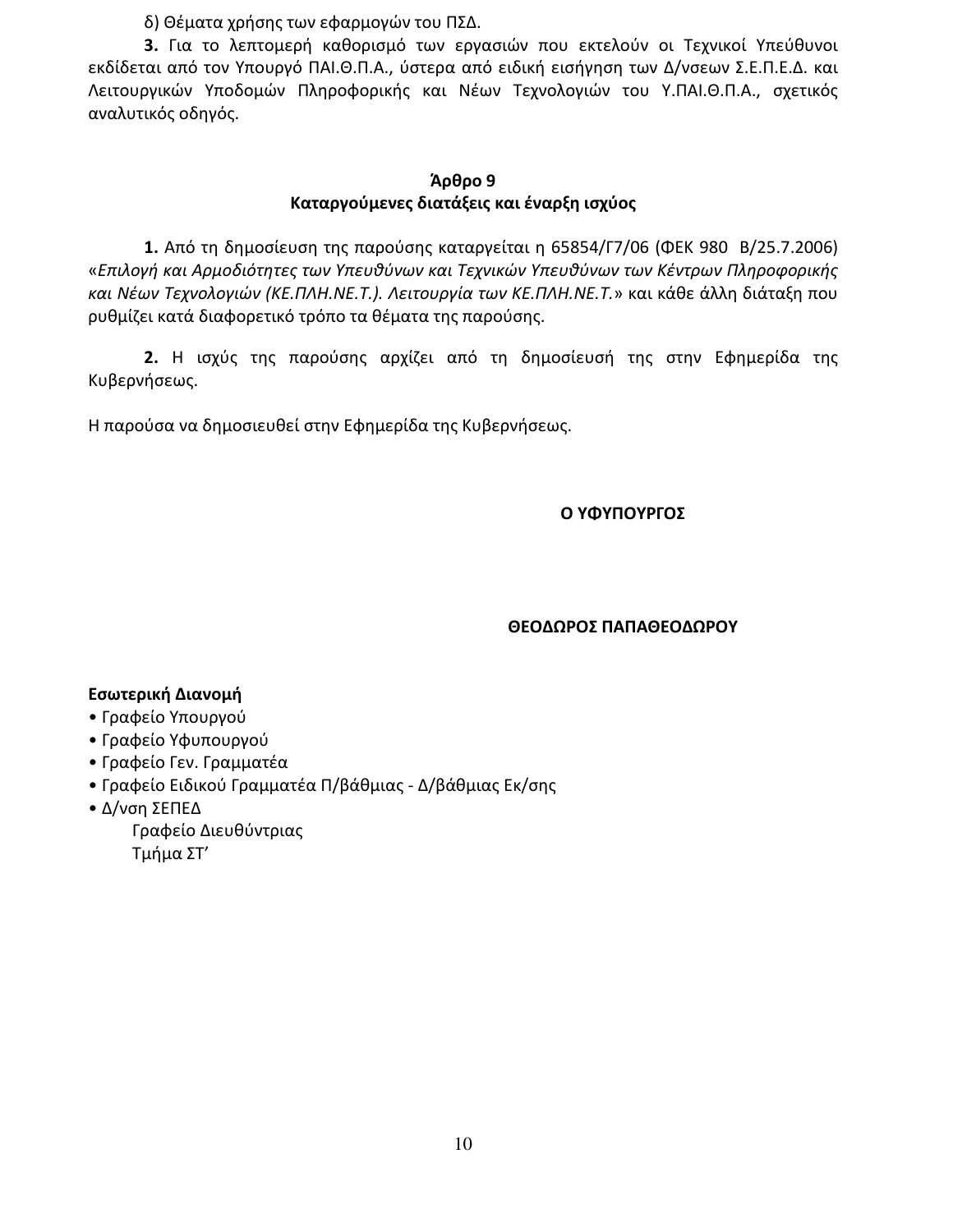δ) Θέματα χρήσης των εφαρμογών του ΠΣΔ.

**3.** Για το λεπτομερή καθορισμό των εργασιών που εκτελούν οι Τεχνικοί Υπεύθυνοι εκδίδεται από τον Υπουργό ΠΑΙ.Θ.Π.Α., ύστερα από ειδική εισήγηση των Δ/νσεων Σ.Ε.Π.Ε.Δ. και Λειτουργικών Υποδομών Πληροφορικής και Νέων Τεχνολογιών του Υ.ΠΑΙ.Θ.Π.Α., σχετικός αναλυτικός οδηγός.

## Άρθρο 9
## Καταργούμενες διατάξεις και έναρξη ισχύος

**1.** Από τη δημοσίευση της παρούσης καταργείται η 65854/Γ7/06 (ΦΕΚ 980 Β/25.7.2006) «*Επιλογή και Αρμοδιότητες των Υπευθύνων και Τεχνικών Υπευθύνων των Κέντρων Πληροφορικής και Νέων Τεχνολογιών (ΚΕ.ΠΛΗ.ΝΕ.Τ.). Λειτουργία των ΚΕ.ΠΛΗ.ΝΕ.Τ.*» και κάθε άλλη διάταξη που ρυθμίζει κατά διαφορετικό τρόπο τα θέματα της παρούσης.

**2.** Η ισχύς της παρούσης αρχίζει από τη δημοσίευσή της στην Εφημερίδα της Κυβερνήσεως.

Η παρούσα να δημοσιευθεί στην Εφημερίδα της Κυβερνήσεως.

**Ο ΥΦΥΠΟΥΡΓΟΣ**

**ΘΕΟΔΩΡΟΣ ΠΑΠΑΘΕΟΔΩΡΟΥ**

**Εσωτερική Διανομή**

- Γραφείο Υπουργού
- Γραφείο Υφυπουργού
- Γραφείο Γεν. Γραμματέα
- Γραφείο Ειδικού Γραμματέα Π/βάθμιας - Δ/βάθμιας Εκ/σης
- Δ/νση ΣΕΠΕΔ
  - Γραφείο Διευθύντριας
  - Τμήμα ΣΤ'